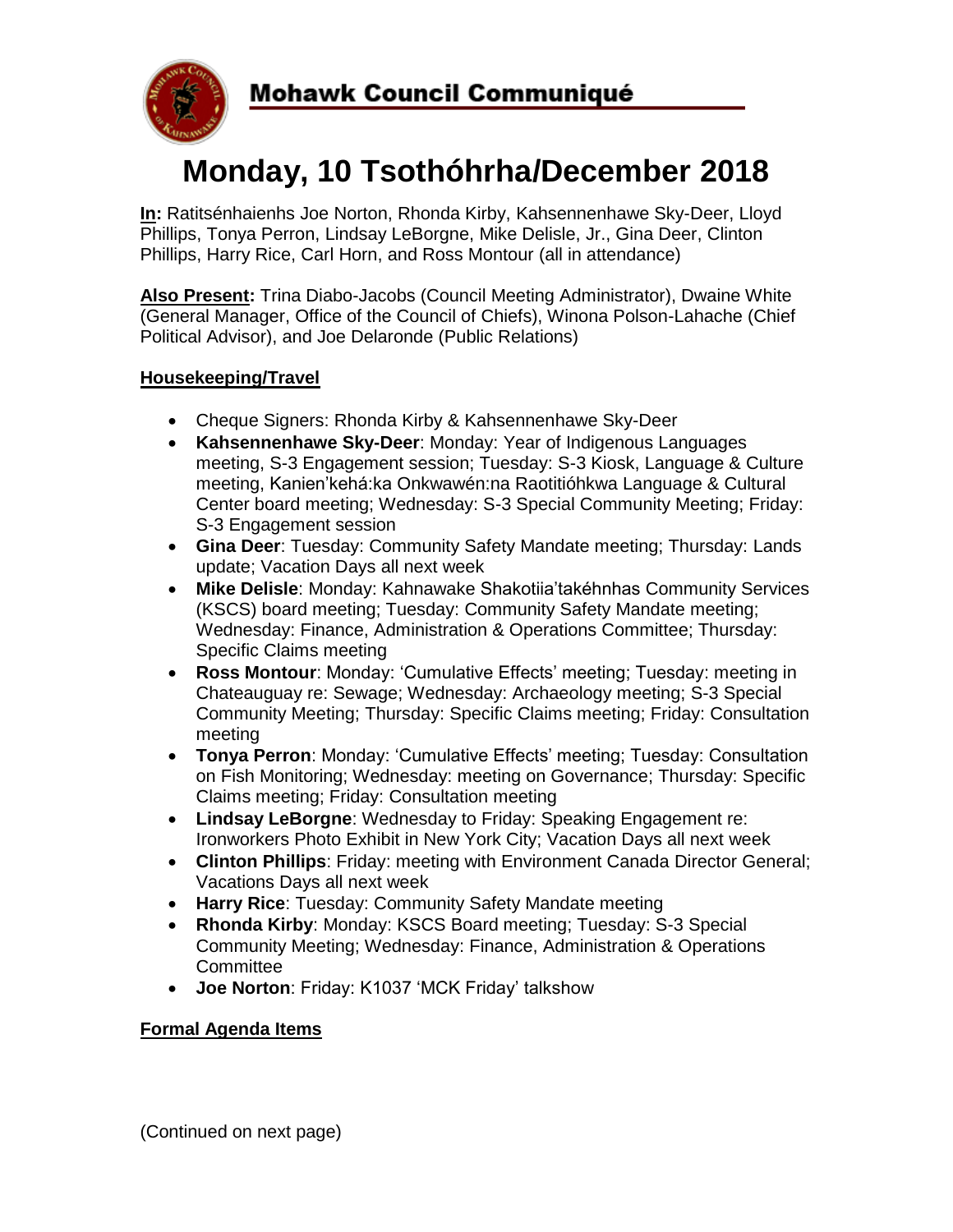# Mohawk Council Communiqué

## Monday, 10 Tsothóhrha/December 2018

**In:** Ratitsénhaienhs Joe Norton, Rhonda Kirby, Kahsennenhawe Sky-Deer, Lloyd Phillips, Tonya Perron, Lindsay LeBorgne, Mike Delisle, Jr., Gina Deer, Clinton Phillips, Harry Rice, Carl Horn, and Ross Montour (all in attendance)

**Also Present:** Trina Diabo-Jacobs (Council Meeting Administrator), Dwaine White (General Manager, Office of the Council of Chiefs), Winona Polson-Lahache (Chief Political Advisor), and Joe Delaronde (Public Relations)

### Housekeeping/Travel

- Cheque Signers: Rhonda Kirby & Kahsennenhawe Sky-Deer
- **Kahsennenhawe Sky-Deer**: Monday: Year of Indigenous Languages meeting, S-3 Engagement session; Tuesday: S-3 Kiosk, Language & Culture meeting, Kanien'kehá:ka Onkwawén:na Raotitióhkwa Language & Cultural Center board meeting; Wednesday: S-3 Special Community Meeting; Friday: S-3 Engagement session
- **Gina Deer**: Tuesday: Community Safety Mandate meeting; Thursday: Lands update; Vacation Days all next week
- **Mike Delisle**: Monday: Kahnawake Shakotiia'takéhnhas Community Services (KSCS) board meeting; Tuesday: Community Safety Mandate meeting; Wednesday: Finance, Administration & Operations Committee; Thursday: Specific Claims meeting
- **Ross Montour**: Monday: 'Cumulative Effects' meeting; Tuesday: meeting in Chateauguay re: Sewage; Wednesday: Archaeology meeting; S-3 Special Community Meeting; Thursday: Specific Claims meeting; Friday: Consultation meeting
- **Tonya Perron**: Monday: 'Cumulative Effects' meeting; Tuesday: Consultation on Fish Monitoring; Wednesday: meeting on Governance; Thursday: Specific Claims meeting; Friday: Consultation meeting
- **Lindsay LeBorgne**: Wednesday to Friday: Speaking Engagement re: Ironworkers Photo Exhibit in New York City; Vacation Days all next week
- **Clinton Phillips**: Friday: meeting with Environment Canada Director General; Vacations Days all next week
- **Harry Rice**: Tuesday: Community Safety Mandate meeting
- **Rhonda Kirby**: Monday: KSCS Board meeting; Tuesday: S-3 Special Community Meeting; Wednesday: Finance, Administration & Operations Committee
- **Joe Norton**: Friday: K1037 'MCK Friday' talkshow

### Formal Agenda Items

(Continued on next page)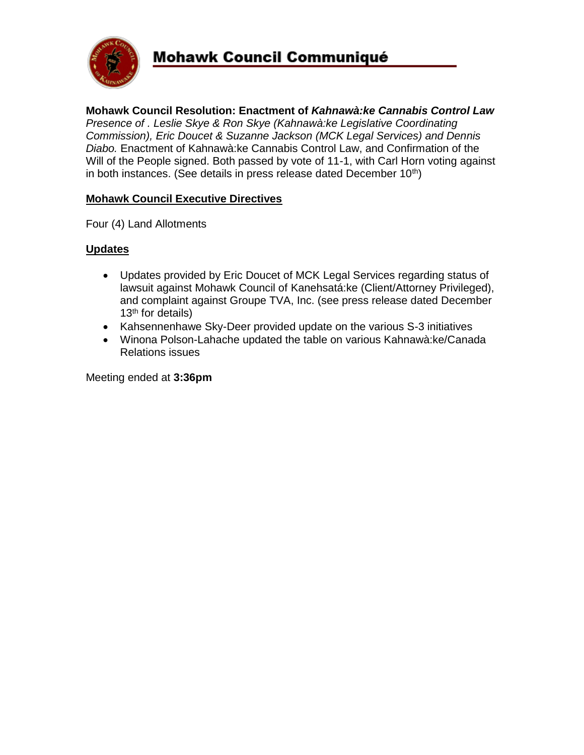**Mohawk Council Resolution: Enactment of *Kahnawà:ke Cannabis Control Law***

*Presence of . Leslie Skye & Ron Skye (Kahnawà:ke Legislative Coordinating Commission), Eric Doucet & Suzanne Jackson (MCK Legal Services) and Dennis Diabo.* Enactment of Kahnawà:ke Cannabis Control Law, and Confirmation of the Will of the People signed. Both passed by vote of 11-1, with Carl Horn voting against in both instances. (See details in press release dated December 10th)

**Mohawk Council Executive Directives**

Four (4) Land Allotments

**Updates**

- Updates provided by Eric Doucet of MCK Legal Services regarding status of lawsuit against Mohawk Council of Kanehsatá:ke (Client/Attorney Privileged), and complaint against Groupe TVA, Inc. (see press release dated December 13th for details)
- Kahsennenhawe Sky-Deer provided update on the various S-3 initiatives
- Winona Polson-Lahache updated the table on various Kahnawà:ke/Canada Relations issues

Meeting ended at **3:36pm**